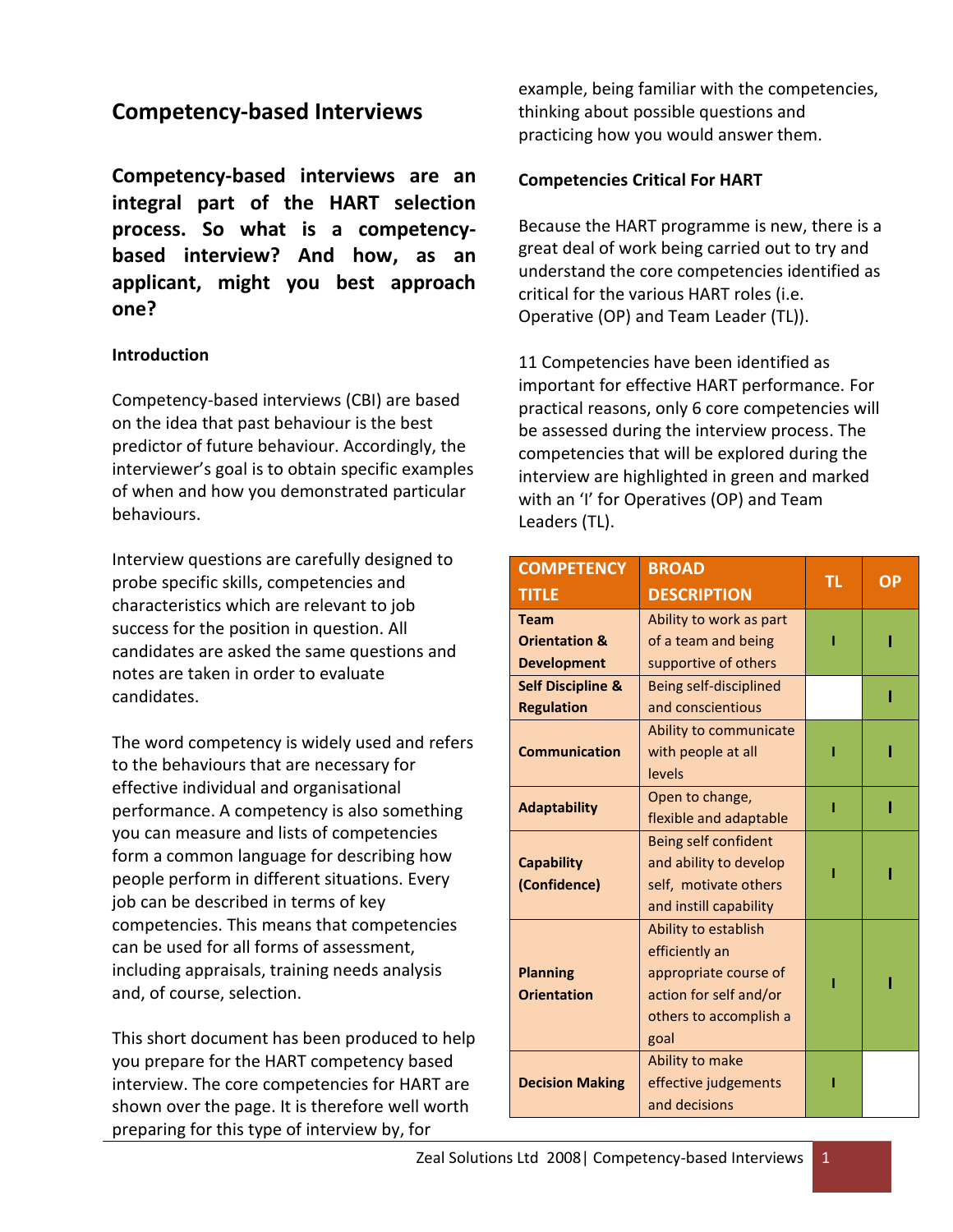## Competency-based Interviews

**Competency-based interviews are an integral part of the HART selection process. So what is a competency-based interview? And how, as an applicant, might you best approach one?**

### Introduction

Competency-based interviews (CBI) are based on the idea that past behaviour is the best predictor of future behaviour. Accordingly, the interviewer's goal is to obtain specific examples of when and how you demonstrated particular behaviours.

Interview questions are carefully designed to probe specific skills, competencies and characteristics which are relevant to job success for the position in question. All candidates are asked the same questions and notes are taken in order to evaluate candidates.

The word competency is widely used and refers to the behaviours that are necessary for effective individual and organisational performance. A competency is also something you can measure and lists of competencies form a common language for describing how people perform in different situations. Every job can be described in terms of key competencies. This means that competencies can be used for all forms of assessment, including appraisals, training needs analysis and, of course, selection.

This short document has been produced to help you prepare for the HART competency based interview. The core competencies for HART are shown over the page. It is therefore well worth preparing for this type of interview by, for example, being familiar with the competencies, thinking about possible questions and practicing how you would answer them.

### Competencies Critical For HART

Because the HART programme is new, there is a great deal of work being carried out to try and understand the core competencies identified as critical for the various HART roles (i.e. Operative (OP) and Team Leader (TL)).

11 Competencies have been identified as important for effective HART performance. For practical reasons, only 6 core competencies will be assessed during the interview process. The competencies that will be explored during the interview are highlighted in green and marked with an 'I' for Operatives (OP) and Team Leaders (TL).

| COMPETENCY TITLE | BROAD DESCRIPTION | TL | OP |
|---|---|---|---|
| **Team Orientation & Development** | Ability to work as part of a team and being supportive of others | I | I |
| **Self Discipline & Regulation** | Being self-disciplined and conscientious | | I |
| **Communication** | Ability to communicate with people at all levels | I | I |
| **Adaptability** | Open to change, flexible and adaptable | I | I |
| **Capability (Confidence)** | Being self confident and ability to develop self, motivate others and instill capability | I | I |
| **Planning Orientation** | Ability to establish efficiently an appropriate course of action for self and/or others to accomplish a goal | I | I |
| **Decision Making** | Ability to make effective judgements and decisions | I | |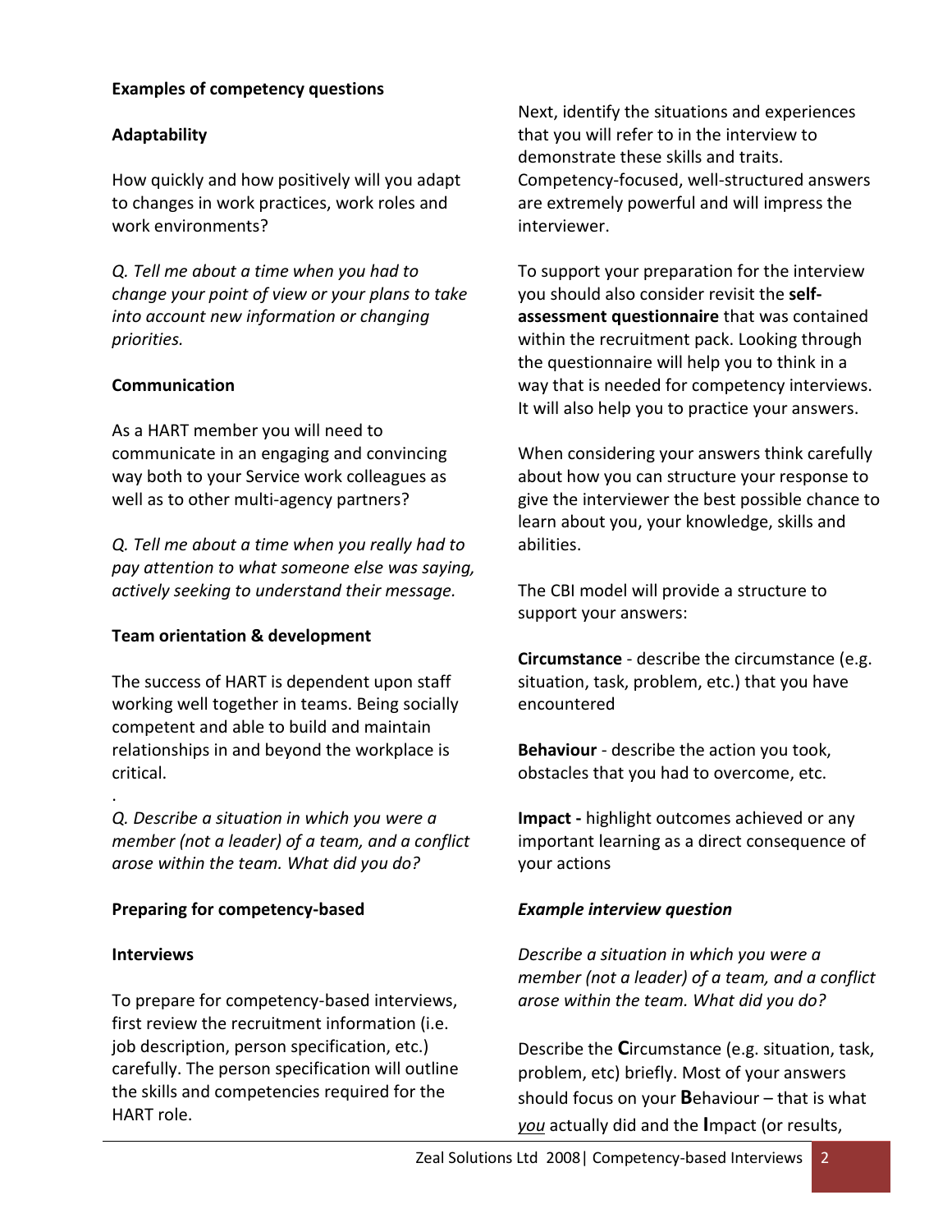**Examples of competency questions**

**Adaptability**

How quickly and how positively will you adapt to changes in work practices, work roles and work environments?

*Q. Tell me about a time when you had to change your point of view or your plans to take into account new information or changing priorities.*

**Communication**

As a HART member you will need to communicate in an engaging and convincing way both to your Service work colleagues as well as to other multi-agency partners?

*Q. Tell me about a time when you really had to pay attention to what someone else was saying, actively seeking to understand their message.*

**Team orientation & development**

The success of HART is dependent upon staff working well together in teams. Being socially competent and able to build and maintain relationships in and beyond the workplace is critical.

.

*Q. Describe a situation in which you were a member (not a leader) of a team, and a conflict arose within the team. What did you do?*

**Preparing for competency-based**

**Interviews**

To prepare for competency-based interviews, first review the recruitment information (i.e. job description, person specification, etc.) carefully. The person specification will outline the skills and competencies required for the HART role.

Next, identify the situations and experiences that you will refer to in the interview to demonstrate these skills and traits. Competency-focused, well-structured answers are extremely powerful and will impress the interviewer.

To support your preparation for the interview you should also consider revisit the **self-assessment questionnaire** that was contained within the recruitment pack. Looking through the questionnaire will help you to think in a way that is needed for competency interviews. It will also help you to practice your answers.

When considering your answers think carefully about how you can structure your response to give the interviewer the best possible chance to learn about you, your knowledge, skills and abilities.

The CBI model will provide a structure to support your answers:

**Circumstance** - describe the circumstance (e.g. situation, task, problem, etc.) that you have encountered

**Behaviour** - describe the action you took, obstacles that you had to overcome, etc.

**Impact -** highlight outcomes achieved or any important learning as a direct consequence of your actions

***Example interview question***

*Describe a situation in which you were a member (not a leader) of a team, and a conflict arose within the team. What did you do?*

Describe the **C**ircumstance (e.g. situation, task, problem, etc) briefly. Most of your answers should focus on your **B**ehaviour – that is what *you* actually did and the **I**mpact (or results,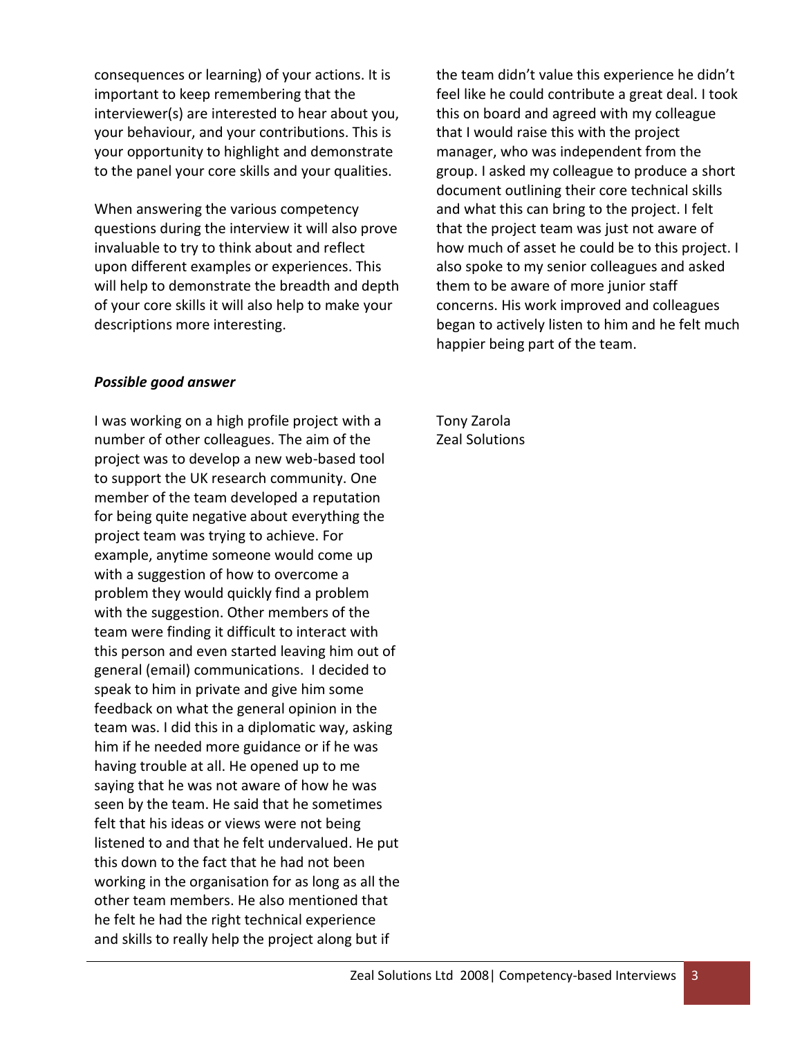consequences or learning) of your actions. It is important to keep remembering that the interviewer(s) are interested to hear about you, your behaviour, and your contributions. This is your opportunity to highlight and demonstrate to the panel your core skills and your qualities.

When answering the various competency questions during the interview it will also prove invaluable to try to think about and reflect upon different examples or experiences. This will help to demonstrate the breadth and depth of your core skills it will also help to make your descriptions more interesting.

***Possible good answer***

I was working on a high profile project with a number of other colleagues. The aim of the project was to develop a new web-based tool to support the UK research community. One member of the team developed a reputation for being quite negative about everything the project team was trying to achieve. For example, anytime someone would come up with a suggestion of how to overcome a problem they would quickly find a problem with the suggestion. Other members of the team were finding it difficult to interact with this person and even started leaving him out of general (email) communications. I decided to speak to him in private and give him some feedback on what the general opinion in the team was. I did this in a diplomatic way, asking him if he needed more guidance or if he was having trouble at all. He opened up to me saying that he was not aware of how he was seen by the team. He said that he sometimes felt that his ideas or views were not being listened to and that he felt undervalued. He put this down to the fact that he had not been working in the organisation for as long as all the other team members. He also mentioned that he felt he had the right technical experience and skills to really help the project along but if the team didn't value this experience he didn't feel like he could contribute a great deal. I took this on board and agreed with my colleague that I would raise this with the project manager, who was independent from the group. I asked my colleague to produce a short document outlining their core technical skills and what this can bring to the project. I felt that the project team was just not aware of how much of asset he could be to this project. I also spoke to my senior colleagues and asked them to be aware of more junior staff concerns. His work improved and colleagues began to actively listen to him and he felt much happier being part of the team.

Tony Zarola
Zeal Solutions